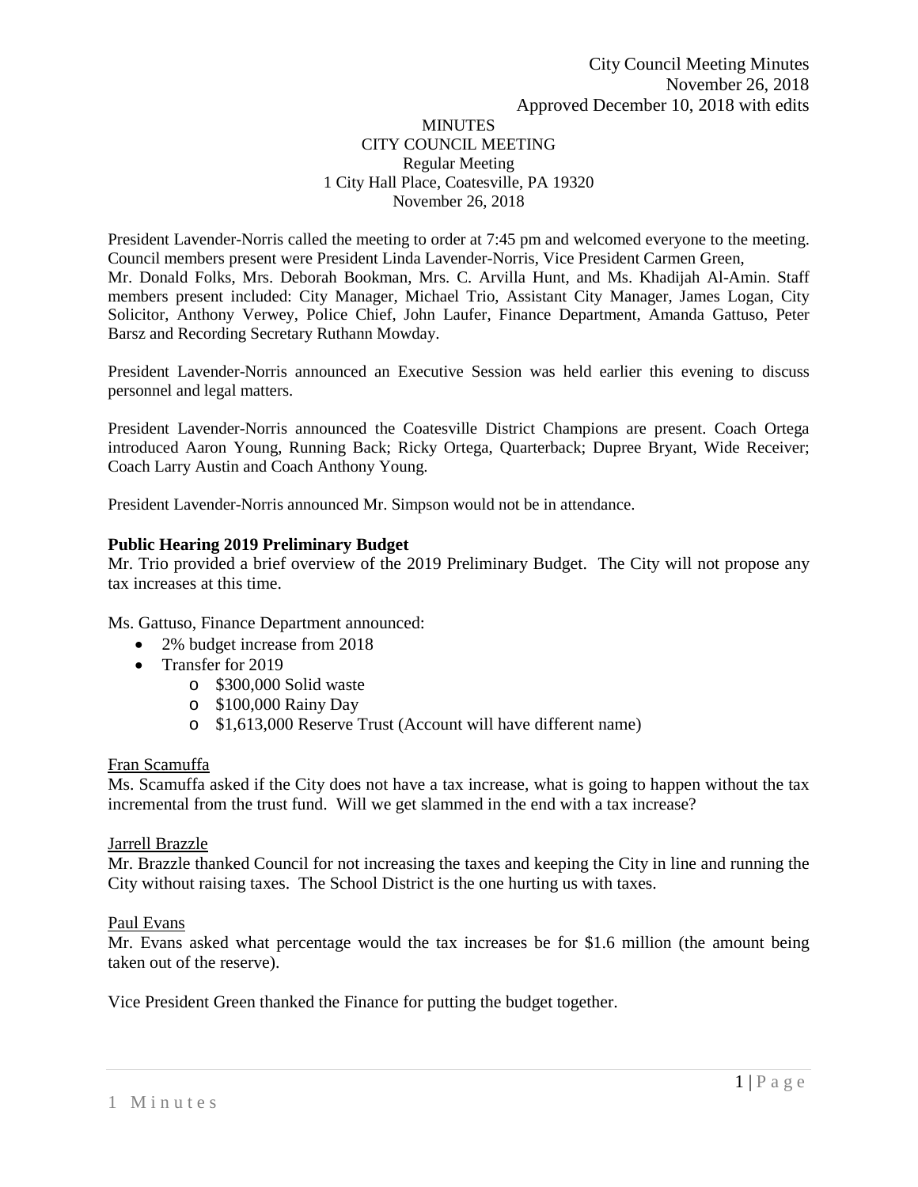City Council Meeting Minutes
November 26, 2018
Approved December 10, 2018 with edits

MINUTES
CITY COUNCIL MEETING
Regular Meeting
1 City Hall Place, Coatesville, PA 19320
November 26, 2018

President Lavender-Norris called the meeting to order at 7:45 pm and welcomed everyone to the meeting. Council members present were President Linda Lavender-Norris, Vice President Carmen Green, Mr. Donald Folks, Mrs. Deborah Bookman, Mrs. C. Arvilla Hunt, and Ms. Khadijah Al-Amin. Staff members present included: City Manager, Michael Trio, Assistant City Manager, James Logan, City Solicitor, Anthony Verwey, Police Chief, John Laufer, Finance Department, Amanda Gattuso, Peter Barsz and Recording Secretary Ruthann Mowday.

President Lavender-Norris announced an Executive Session was held earlier this evening to discuss personnel and legal matters.

President Lavender-Norris announced the Coatesville District Champions are present. Coach Ortega introduced Aaron Young, Running Back; Ricky Ortega, Quarterback; Dupree Bryant, Wide Receiver; Coach Larry Austin and Coach Anthony Young.

President Lavender-Norris announced Mr. Simpson would not be in attendance.

**Public Hearing 2019 Preliminary Budget**

Mr. Trio provided a brief overview of the 2019 Preliminary Budget. The City will not propose any tax increases at this time.

Ms. Gattuso, Finance Department announced:

- 2% budget increase from 2018
- Transfer for 2019
  - $300,000 Solid waste
  - $100,000 Rainy Day
  - $1,613,000 Reserve Trust (Account will have different name)

Fran Scamuffa

Ms. Scamuffa asked if the City does not have a tax increase, what is going to happen without the tax incremental from the trust fund. Will we get slammed in the end with a tax increase?

Jarrell Brazzle

Mr. Brazzle thanked Council for not increasing the taxes and keeping the City in line and running the City without raising taxes. The School District is the one hurting us with taxes.

Paul Evans

Mr. Evans asked what percentage would the tax increases be for $1.6 million (the amount being taken out of the reserve).

Vice President Green thanked the Finance for putting the budget together.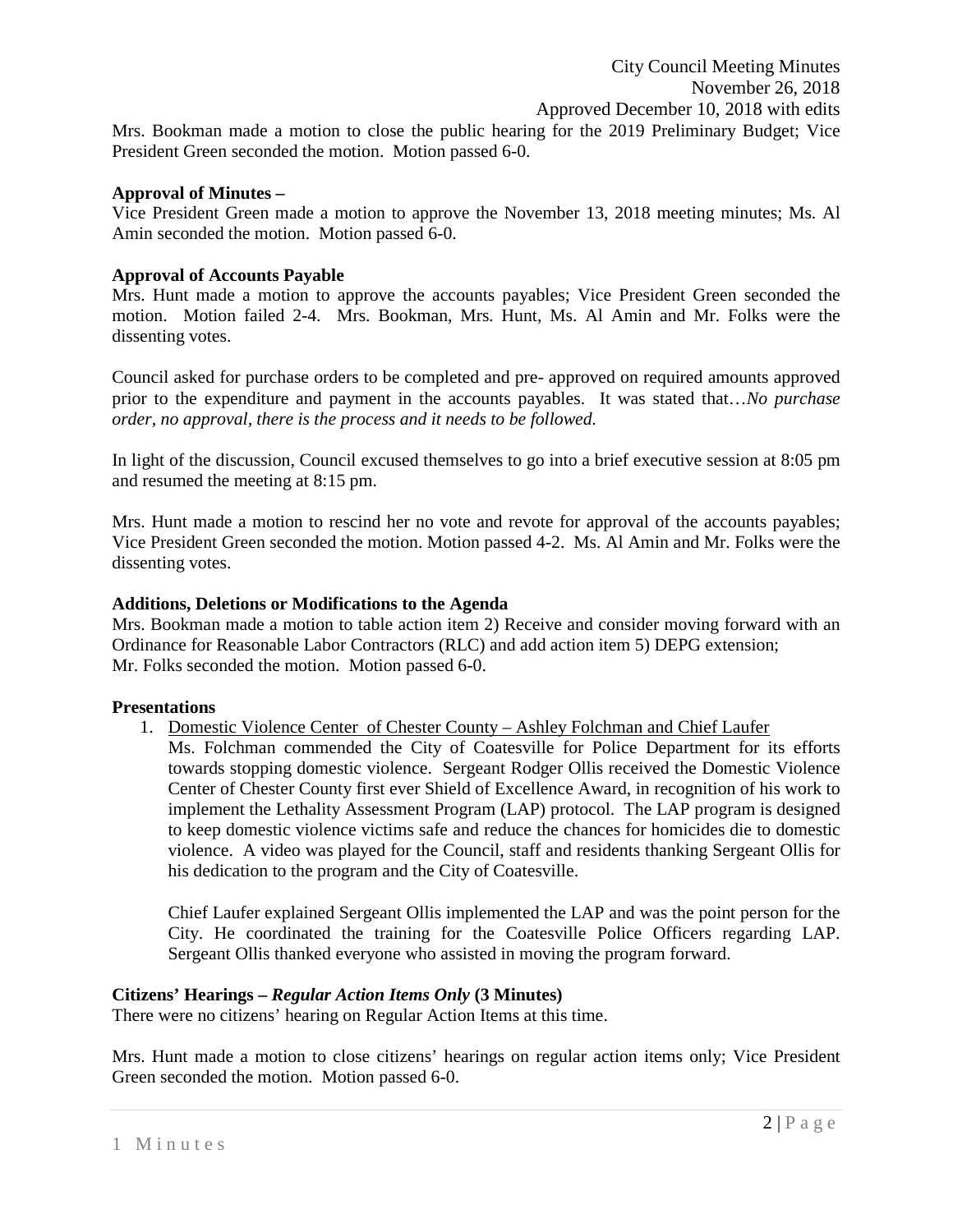Mrs. Bookman made a motion to close the public hearing for the 2019 Preliminary Budget; Vice President Green seconded the motion. Motion passed 6-0.

**Approval of Minutes –**

Vice President Green made a motion to approve the November 13, 2018 meeting minutes; Ms. Al Amin seconded the motion. Motion passed 6-0.

**Approval of Accounts Payable**

Mrs. Hunt made a motion to approve the accounts payables; Vice President Green seconded the motion. Motion failed 2-4. Mrs. Bookman, Mrs. Hunt, Ms. Al Amin and Mr. Folks were the dissenting votes.

Council asked for purchase orders to be completed and pre- approved on required amounts approved prior to the expenditure and payment in the accounts payables. It was stated that…*No purchase order, no approval, there is the process and it needs to be followed.*

In light of the discussion, Council excused themselves to go into a brief executive session at 8:05 pm and resumed the meeting at 8:15 pm.

Mrs. Hunt made a motion to rescind her no vote and revote for approval of the accounts payables; Vice President Green seconded the motion. Motion passed 4-2. Ms. Al Amin and Mr. Folks were the dissenting votes.

**Additions, Deletions or Modifications to the Agenda**

Mrs. Bookman made a motion to table action item 2) Receive and consider moving forward with an Ordinance for Reasonable Labor Contractors (RLC) and add action item 5) DEPG extension; Mr. Folks seconded the motion. Motion passed 6-0.

**Presentations**

1. Domestic Violence Center of Chester County – Ashley Folchman and Chief Laufer

   Ms. Folchman commended the City of Coatesville for Police Department for its efforts towards stopping domestic violence. Sergeant Rodger Ollis received the Domestic Violence Center of Chester County first ever Shield of Excellence Award, in recognition of his work to implement the Lethality Assessment Program (LAP) protocol. The LAP program is designed to keep domestic violence victims safe and reduce the chances for homicides die to domestic violence. A video was played for the Council, staff and residents thanking Sergeant Ollis for his dedication to the program and the City of Coatesville.

   Chief Laufer explained Sergeant Ollis implemented the LAP and was the point person for the City. He coordinated the training for the Coatesville Police Officers regarding LAP. Sergeant Ollis thanked everyone who assisted in moving the program forward.

**Citizens' Hearings – *Regular Action Items Only* (3 Minutes)**

There were no citizens' hearing on Regular Action Items at this time.

Mrs. Hunt made a motion to close citizens' hearings on regular action items only; Vice President Green seconded the motion. Motion passed 6-0.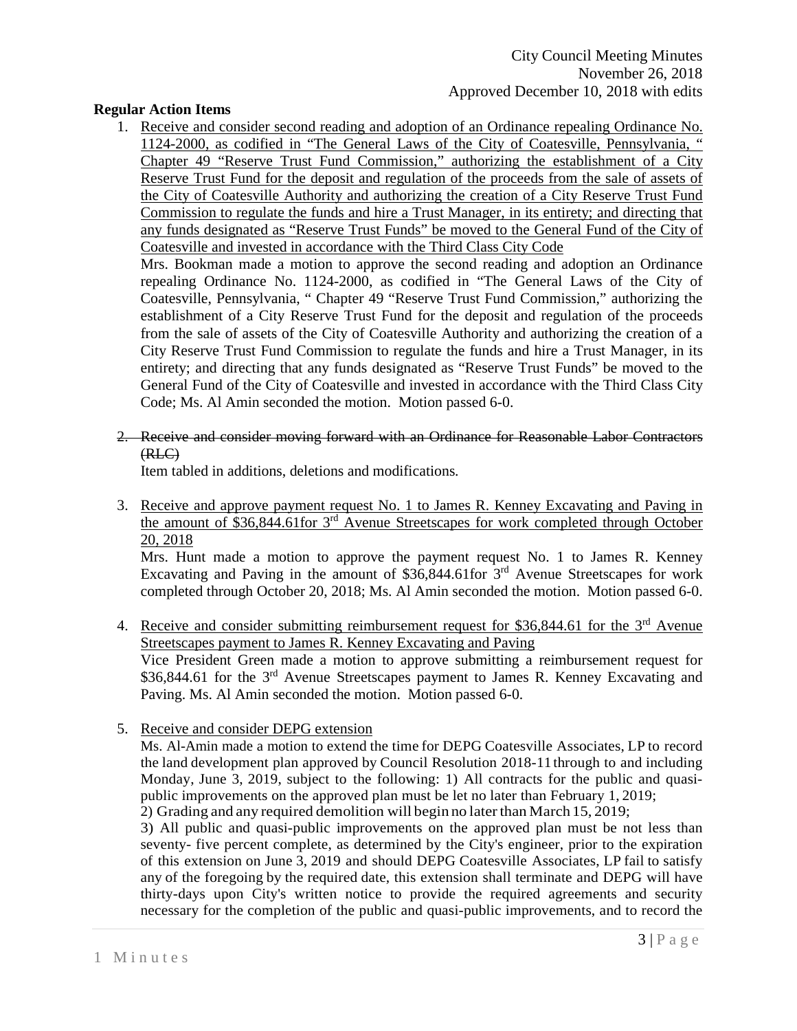**Regular Action Items**

1. Receive and consider second reading and adoption of an Ordinance repealing Ordinance No. 1124-2000, as codified in "The General Laws of the City of Coatesville, Pennsylvania, " Chapter 49 "Reserve Trust Fund Commission," authorizing the establishment of a City Reserve Trust Fund for the deposit and regulation of the proceeds from the sale of assets of the City of Coatesville Authority and authorizing the creation of a City Reserve Trust Fund Commission to regulate the funds and hire a Trust Manager, in its entirety; and directing that any funds designated as "Reserve Trust Funds" be moved to the General Fund of the City of Coatesville and invested in accordance with the Third Class City Code

   Mrs. Bookman made a motion to approve the second reading and adoption an Ordinance repealing Ordinance No. 1124-2000, as codified in "The General Laws of the City of Coatesville, Pennsylvania, " Chapter 49 "Reserve Trust Fund Commission," authorizing the establishment of a City Reserve Trust Fund for the deposit and regulation of the proceeds from the sale of assets of the City of Coatesville Authority and authorizing the creation of a City Reserve Trust Fund Commission to regulate the funds and hire a Trust Manager, in its entirety; and directing that any funds designated as "Reserve Trust Funds" be moved to the General Fund of the City of Coatesville and invested in accordance with the Third Class City Code; Ms. Al Amin seconded the motion. Motion passed 6-0.

2. ~~Receive and consider moving forward with an Ordinance for Reasonable Labor Contractors (RLC)~~

   Item tabled in additions, deletions and modifications.

3. Receive and approve payment request No. 1 to James R. Kenney Excavating and Paving in the amount of $36,844.61for 3rd Avenue Streetscapes for work completed through October 20, 2018

   Mrs. Hunt made a motion to approve the payment request No. 1 to James R. Kenney Excavating and Paving in the amount of $36,844.61for 3rd Avenue Streetscapes for work completed through October 20, 2018; Ms. Al Amin seconded the motion. Motion passed 6-0.

4. Receive and consider submitting reimbursement request for $36,844.61 for the 3rd Avenue Streetscapes payment to James R. Kenney Excavating and Paving

   Vice President Green made a motion to approve submitting a reimbursement request for $36,844.61 for the 3rd Avenue Streetscapes payment to James R. Kenney Excavating and Paving. Ms. Al Amin seconded the motion. Motion passed 6-0.

5. Receive and consider DEPG extension

   Ms. Al-Amin made a motion to extend the time for DEPG Coatesville Associates, LP to record the land development plan approved by Council Resolution 2018-11 through to and including Monday, June 3, 2019, subject to the following: 1) All contracts for the public and quasi-public improvements on the approved plan must be let no later than February 1, 2019;

   2) Grading and any required demolition will begin no later than March 15, 2019;

   3) All public and quasi-public improvements on the approved plan must be not less than seventy- five percent complete, as determined by the City's engineer, prior to the expiration of this extension on June 3, 2019 and should DEPG Coatesville Associates, LP fail to satisfy any of the foregoing by the required date, this extension shall terminate and DEPG will have thirty-days upon City's written notice to provide the required agreements and security necessary for the completion of the public and quasi-public improvements, and to record the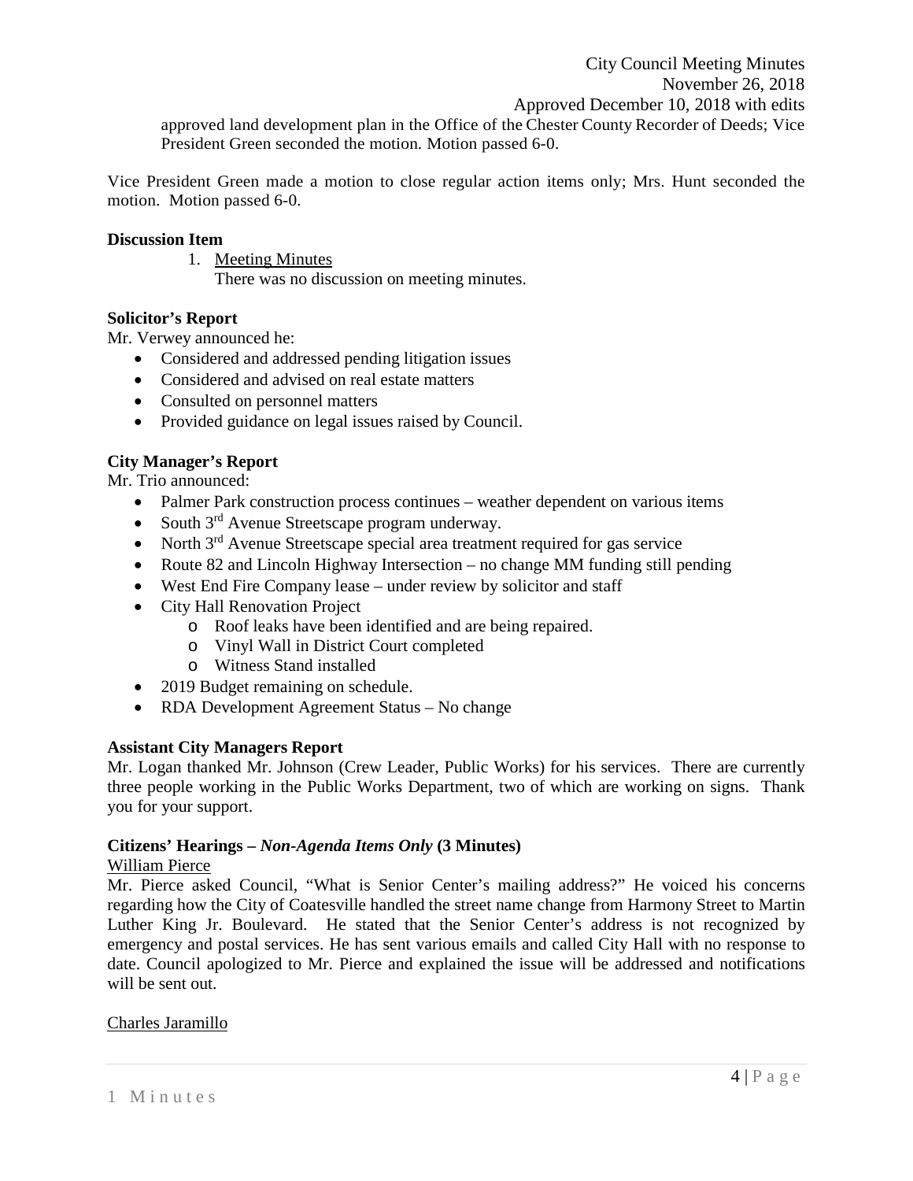approved land development plan in the Office of the Chester County Recorder of Deeds; Vice President Green seconded the motion. Motion passed 6-0.

Vice President Green made a motion to close regular action items only; Mrs. Hunt seconded the motion. Motion passed 6-0.

**Discussion Item**

1. Meeting Minutes
   There was no discussion on meeting minutes.

**Solicitor's Report**

Mr. Verwey announced he:

- Considered and addressed pending litigation issues
- Considered and advised on real estate matters
- Consulted on personnel matters
- Provided guidance on legal issues raised by Council.

**City Manager's Report**

Mr. Trio announced:

- Palmer Park construction process continues – weather dependent on various items
- South 3rd Avenue Streetscape program underway.
- North 3rd Avenue Streetscape special area treatment required for gas service
- Route 82 and Lincoln Highway Intersection – no change MM funding still pending
- West End Fire Company lease – under review by solicitor and staff
- City Hall Renovation Project
    - Roof leaks have been identified and are being repaired.
    - Vinyl Wall in District Court completed
    - Witness Stand installed
- 2019 Budget remaining on schedule.
- RDA Development Agreement Status – No change

**Assistant City Managers Report**

Mr. Logan thanked Mr. Johnson (Crew Leader, Public Works) for his services. There are currently three people working in the Public Works Department, two of which are working on signs. Thank you for your support.

**Citizens' Hearings – *Non-Agenda Items Only* (3 Minutes)**

William Pierce

Mr. Pierce asked Council, "What is Senior Center's mailing address?" He voiced his concerns regarding how the City of Coatesville handled the street name change from Harmony Street to Martin Luther King Jr. Boulevard. He stated that the Senior Center's address is not recognized by emergency and postal services. He has sent various emails and called City Hall with no response to date. Council apologized to Mr. Pierce and explained the issue will be addressed and notifications will be sent out.

Charles Jaramillo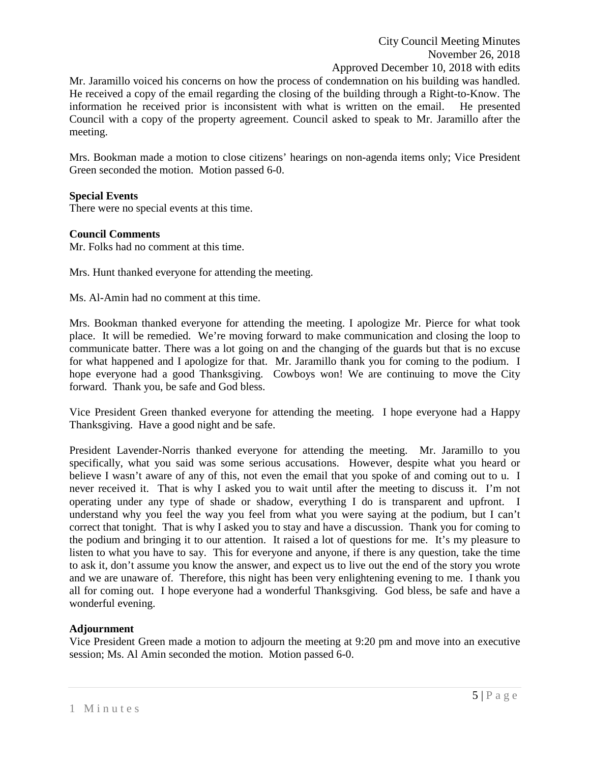Mr. Jaramillo voiced his concerns on how the process of condemnation on his building was handled. He received a copy of the email regarding the closing of the building through a Right-to-Know. The information he received prior is inconsistent with what is written on the email. He presented Council with a copy of the property agreement. Council asked to speak to Mr. Jaramillo after the meeting.

Mrs. Bookman made a motion to close citizens' hearings on non-agenda items only; Vice President Green seconded the motion. Motion passed 6-0.

**Special Events**
There were no special events at this time.

**Council Comments**
Mr. Folks had no comment at this time.

Mrs. Hunt thanked everyone for attending the meeting.

Ms. Al-Amin had no comment at this time.

Mrs. Bookman thanked everyone for attending the meeting. I apologize Mr. Pierce for what took place. It will be remedied. We're moving forward to make communication and closing the loop to communicate batter. There was a lot going on and the changing of the guards but that is no excuse for what happened and I apologize for that. Mr. Jaramillo thank you for coming to the podium. I hope everyone had a good Thanksgiving. Cowboys won! We are continuing to move the City forward. Thank you, be safe and God bless.

Vice President Green thanked everyone for attending the meeting. I hope everyone had a Happy Thanksgiving. Have a good night and be safe.

President Lavender-Norris thanked everyone for attending the meeting. Mr. Jaramillo to you specifically, what you said was some serious accusations. However, despite what you heard or believe I wasn't aware of any of this, not even the email that you spoke of and coming out to u. I never received it. That is why I asked you to wait until after the meeting to discuss it. I'm not operating under any type of shade or shadow, everything I do is transparent and upfront. I understand why you feel the way you feel from what you were saying at the podium, but I can't correct that tonight. That is why I asked you to stay and have a discussion. Thank you for coming to the podium and bringing it to our attention. It raised a lot of questions for me. It's my pleasure to listen to what you have to say. This for everyone and anyone, if there is any question, take the time to ask it, don't assume you know the answer, and expect us to live out the end of the story you wrote and we are unaware of. Therefore, this night has been very enlightening evening to me. I thank you all for coming out. I hope everyone had a wonderful Thanksgiving. God bless, be safe and have a wonderful evening.

**Adjournment**
Vice President Green made a motion to adjourn the meeting at 9:20 pm and move into an executive session; Ms. Al Amin seconded the motion. Motion passed 6-0.